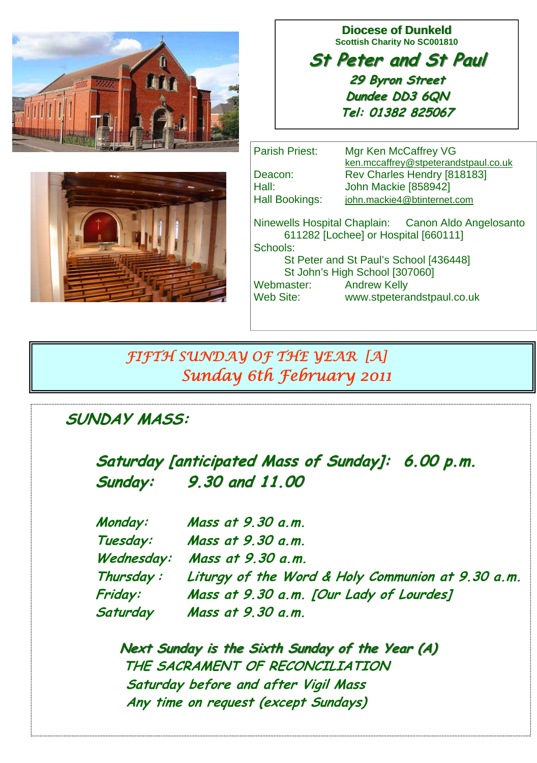**Diocese of Dunkeld**
**Scottish Charity No SC001810**

# St Peter and St Paul

**29 Byron Street**
**Dundee DD3 6QN**
**Tel: 01382 825067**

Parish Priest: Mgr Ken McCaffrey VG
ken.mccaffrey@stpeterandstpaul.co.uk
Deacon: Rev Charles Hendry [818183]
Hall: John Mackie [858942]
Hall Bookings: john.mackie4@btinternet.com

Ninewells Hospital Chaplain: Canon Aldo Angelosanto
611282 [Lochee] or Hospital [660111]
Schools:
St Peter and St Paul's School [436448]
St John's High School [307060]
Webmaster: Andrew Kelly
Web Site: www.stpeterandstpaul.co.uk

## *FIFTH SUNDAY OF THE YEAR [A]*
## *Sunday 6th February 2011*

### SUNDAY MASS:

**Saturday [anticipated Mass of Sunday]: 6.00 p.m.**
**Sunday: 9.30 and 11.00**

| | |
|---|---|
| *Monday:* | *Mass at 9.30 a.m.* |
| *Tuesday:* | *Mass at 9.30 a.m.* |
| *Wednesday:* | *Mass at 9.30 a.m.* |
| *Thursday :* | *Liturgy of the Word & Holy Communion at 9.30 a.m.* |
| *Friday:* | *Mass at 9.30 a.m. [Our Lady of Lourdes]* |
| *Saturday* | *Mass at 9.30 a.m.* |

**Next Sunday is the Sixth Sunday of the Year (A)**

*THE SACRAMENT OF RECONCILIATION*
*Saturday before and after Vigil Mass*
*Any time on request (except Sundays)*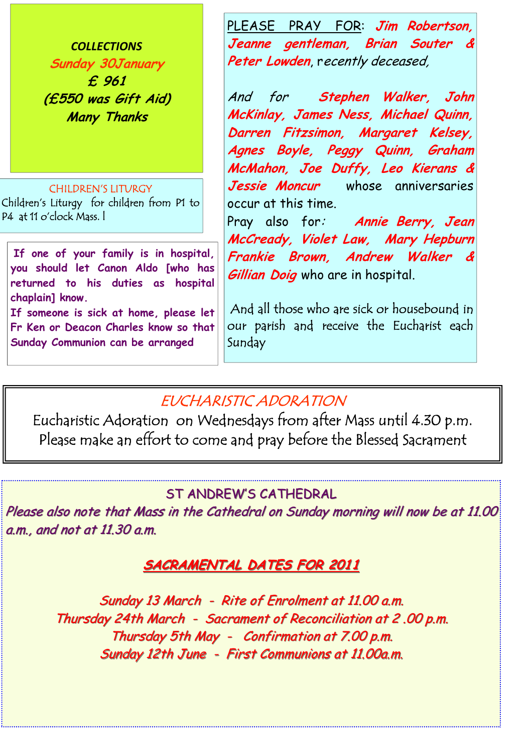### COLLECTIONS

*Sunday 30January*

***£ 961***

***(£550 was Gift Aid)***

***Many Thanks***

### CHILDREN'S LITURGY

Children's Liturgy for children from P1 to P4 at 11 o'clock Mass. l

**If one of your family is in hospital, you should let Canon Aldo [who has returned to his duties as hospital chaplain] know.**

**If someone is sick at home, please let Fr Ken or Deacon Charles know so that Sunday Communion can be arranged**

PLEASE PRAY FOR: ***Jim Robertson, Jeanne gentleman, Brian Souter & Peter Lowden***, recently deceased,

*And for* ***Stephen Walker, John McKinlay, James Ness, Michael Quinn, Darren Fitzsimon, Margaret Kelsey, Agnes Boyle, Peggy Quinn, Graham McMahon, Joe Duffy, Leo Kierans & Jessie Moncur*** whose anniversaries occur at this time.

Pray also for: ***Annie Berry, Jean McCready, Violet Law, Mary Hepburn Frankie Brown, Andrew Walker & Gillian Doig*** who are in hospital.

And all those who are sick or housebound in our parish and receive the Eucharist each Sunday

## *EUCHARISTIC ADORATION*

Eucharistic Adoration on Wednesdays from after Mass until 4.30 p.m.
Please make an effort to come and pray before the Blessed Sacrament

## ST ANDREW'S CATHEDRAL

***Please also note that Mass in the Cathedral on Sunday morning will now be at 11.00 a.m., and not at 11.30 a.m.***

## ***SACRAMENTAL DATES FOR 2011***

*Sunday 13 March - Rite of Enrolment at 11.00 a.m.*

*Thursday 24th March - Sacrament of Reconciliation at 2 .00 p.m.*

*Thursday 5th May - Confirmation at 7.00 p.m.*

*Sunday 12th June - First Communions at 11.00a.m.*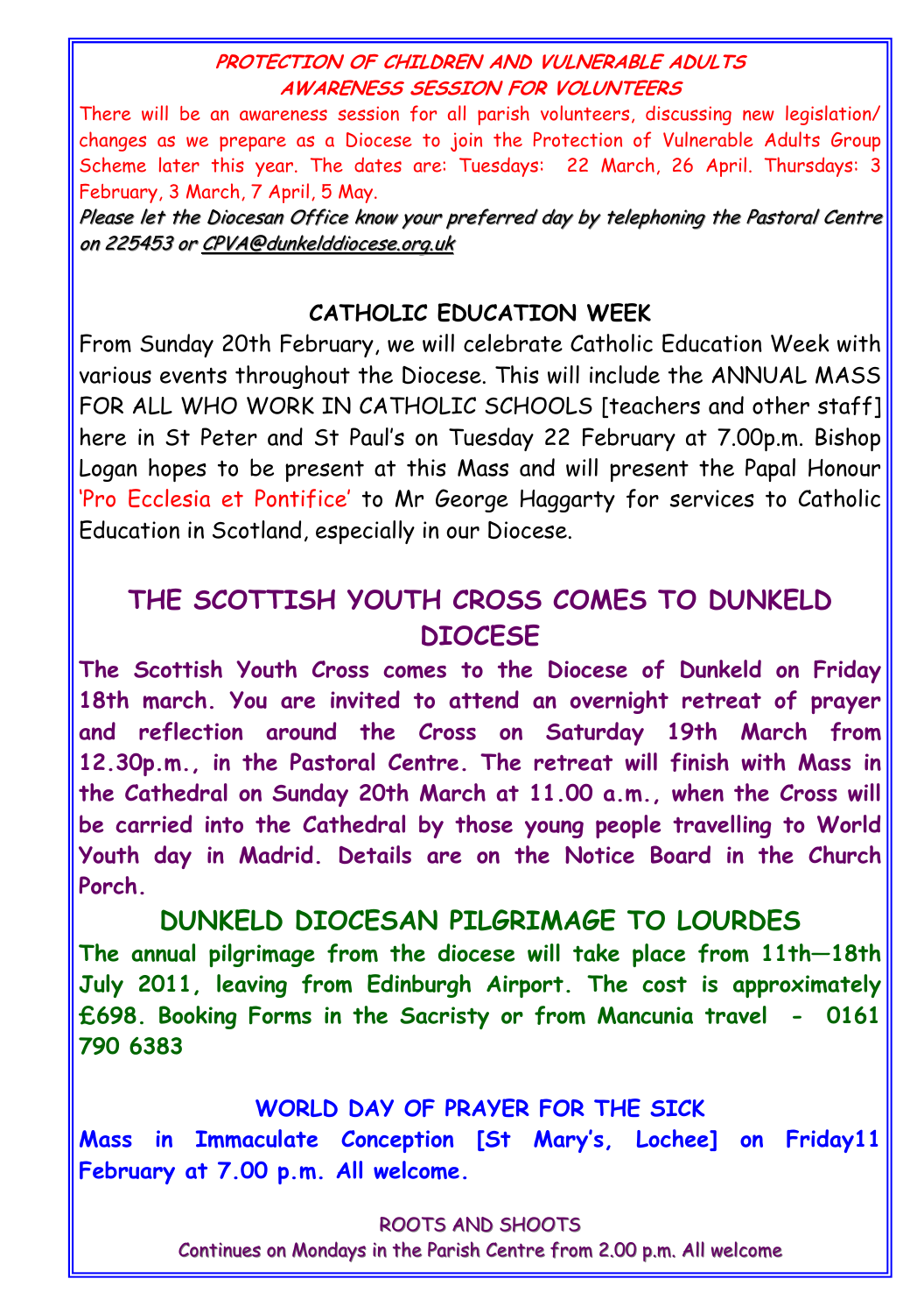## PROTECTION OF CHILDREN AND VULNERABLE ADULTS AWARENESS SESSION FOR VOLUNTEERS

There will be an awareness session for all parish volunteers, discussing new legislation/ changes as we prepare as a Diocese to join the Protection of Vulnerable Adults Group Scheme later this year. The dates are: Tuesdays: 22 March, 26 April. Thursdays: 3 February, 3 March, 7 April, 5 May.

***Please let the Diocesan Office know your preferred day by telephoning the Pastoral Centre on 225453 or CPVA@dunkelddiocese.org.uk***

## CATHOLIC EDUCATION WEEK

From Sunday 20th February, we will celebrate Catholic Education Week with various events throughout the Diocese. This will include the ANNUAL MASS FOR ALL WHO WORK IN CATHOLIC SCHOOLS [teachers and other staff] here in St Peter and St Paul's on Tuesday 22 February at 7.00p.m. Bishop Logan hopes to be present at this Mass and will present the Papal Honour 'Pro Ecclesia et Pontifice' to Mr George Haggarty for services to Catholic Education in Scotland, especially in our Diocese.

## THE SCOTTISH YOUTH CROSS COMES TO DUNKELD DIOCESE

**The Scottish Youth Cross comes to the Diocese of Dunkeld on Friday 18th march. You are invited to attend an overnight retreat of prayer and reflection around the Cross on Saturday 19th March from 12.30p.m., in the Pastoral Centre. The retreat will finish with Mass in the Cathedral on Sunday 20th March at 11.00 a.m., when the Cross will be carried into the Cathedral by those young people travelling to World Youth day in Madrid. Details are on the Notice Board in the Church Porch.**

## DUNKELD DIOCESAN PILGRIMAGE TO LOURDES

**The annual pilgrimage from the diocese will take place from 11th—18th July 2011, leaving from Edinburgh Airport. The cost is approximately £698. Booking Forms in the Sacristy or from Mancunia travel - 0161 790 6383**

## WORLD DAY OF PRAYER FOR THE SICK

**Mass in Immaculate Conception [St Mary's, Lochee] on Friday11 February at 7.00 p.m. All welcome.**

### ROOTS AND SHOOTS

Continues on Mondays in the Parish Centre from 2.00 p.m. All welcome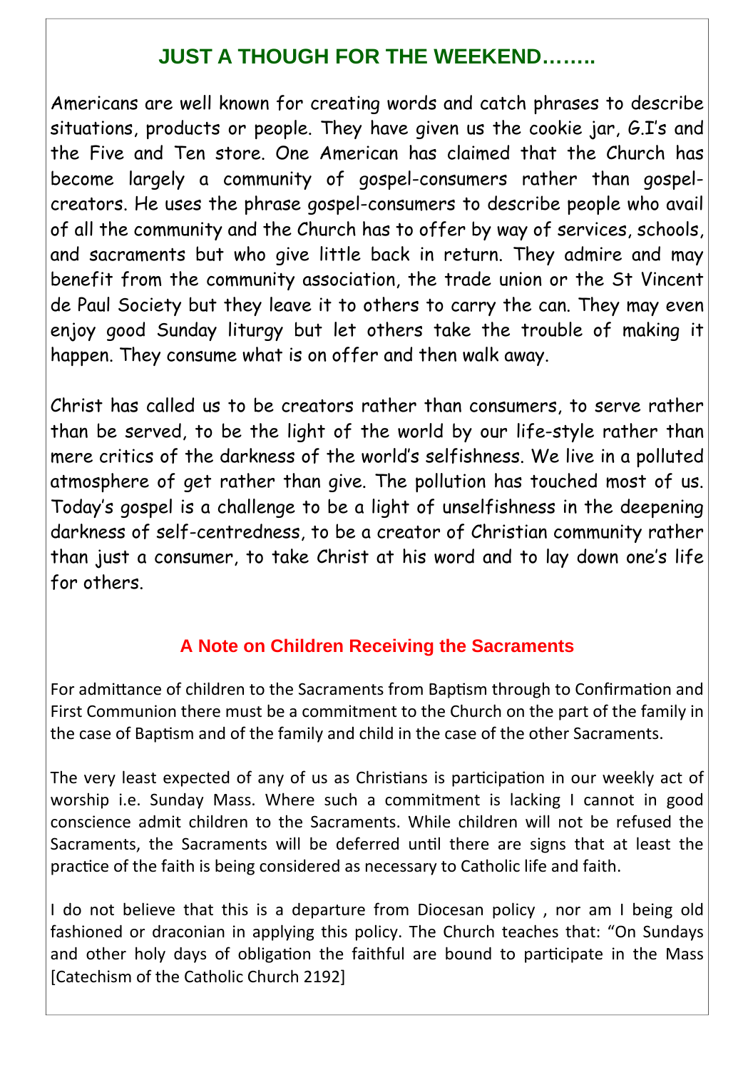## JUST A THOUGH FOR THE WEEKEND……..

Americans are well known for creating words and catch phrases to describe situations, products or people. They have given us the cookie jar, G.I's and the Five and Ten store. One American has claimed that the Church has become largely a community of gospel-consumers rather than gospel-creators. He uses the phrase gospel-consumers to describe people who avail of all the community and the Church has to offer by way of services, schools, and sacraments but who give little back in return. They admire and may benefit from the community association, the trade union or the St Vincent de Paul Society but they leave it to others to carry the can. They may even enjoy good Sunday liturgy but let others take the trouble of making it happen. They consume what is on offer and then walk away.

Christ has called us to be creators rather than consumers, to serve rather than be served, to be the light of the world by our life-style rather than mere critics of the darkness of the world's selfishness. We live in a polluted atmosphere of get rather than give. The pollution has touched most of us. Today's gospel is a challenge to be a light of unselfishness in the deepening darkness of self-centredness, to be a creator of Christian community rather than just a consumer, to take Christ at his word and to lay down one's life for others.

### A Note on Children Receiving the Sacraments

For admittance of children to the Sacraments from Baptism through to Confirmation and First Communion there must be a commitment to the Church on the part of the family in the case of Baptism and of the family and child in the case of the other Sacraments.

The very least expected of any of us as Christians is participation in our weekly act of worship i.e. Sunday Mass. Where such a commitment is lacking I cannot in good conscience admit children to the Sacraments. While children will not be refused the Sacraments, the Sacraments will be deferred until there are signs that at least the practice of the faith is being considered as necessary to Catholic life and faith.

I do not believe that this is a departure from Diocesan policy , nor am I being old fashioned or draconian in applying this policy. The Church teaches that: "On Sundays and other holy days of obligation the faithful are bound to participate in the Mass [Catechism of the Catholic Church 2192]